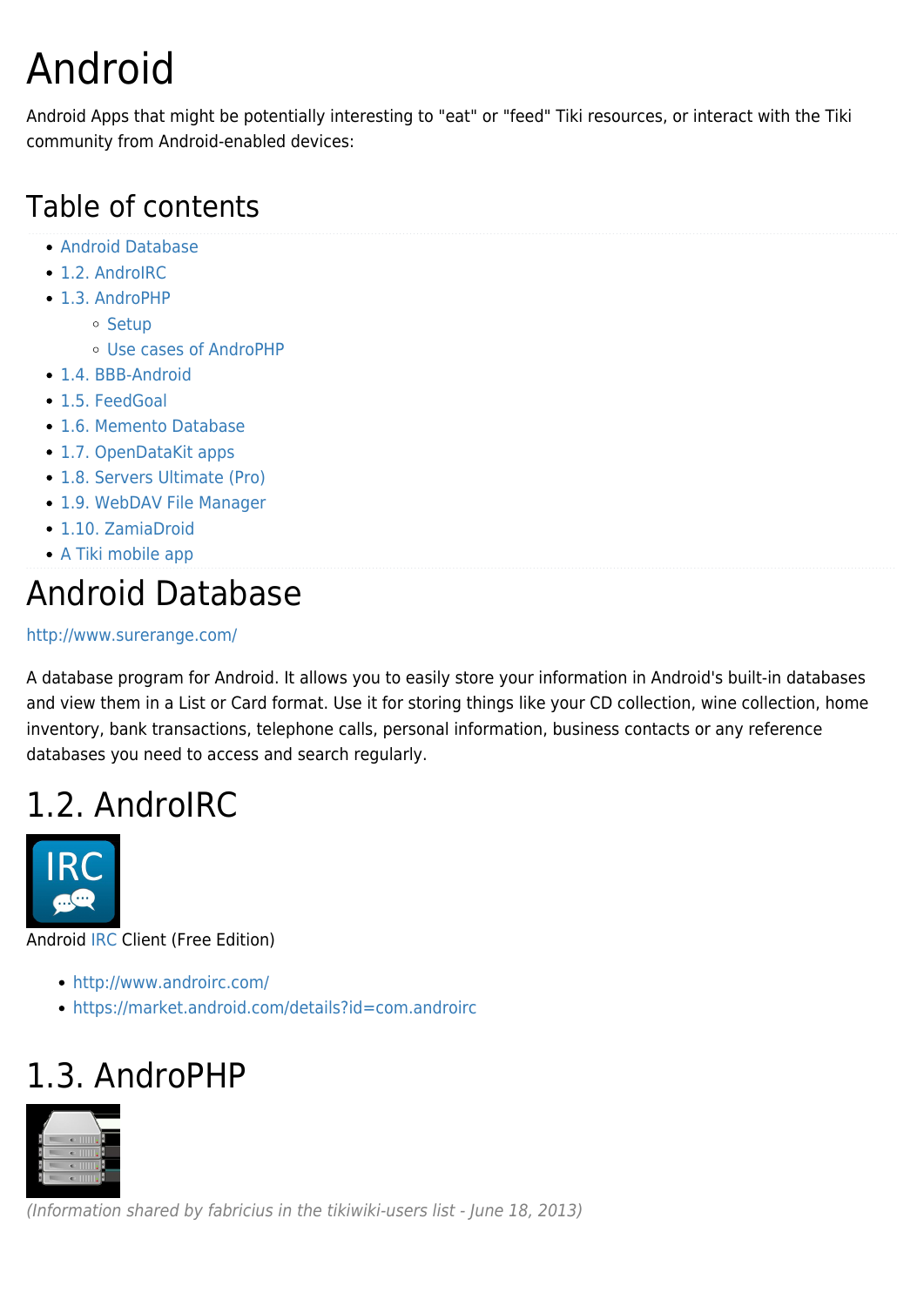# Android

Android Apps that might be potentially interesting to "eat" or "feed" Tiki resources, or interact with the Tiki community from Android-enabled devices:

## Table of contents

- Android Database
- 1.2. AndroIRC
- 1.3. AndroPHP
  - Setup
  - Use cases of AndroPHP
- 1.4. BBB-Android
- 1.5. FeedGoal
- 1.6. Memento Database
- 1.7. OpenDataKit apps
- 1.8. Servers Ultimate (Pro)
- 1.9. WebDAV File Manager
- 1.10. ZamiaDroid
- A Tiki mobile app

# Android Database

http://www.surerange.com/

A database program for Android. It allows you to easily store your information in Android's built-in databases and view them in a List or Card format. Use it for storing things like your CD collection, wine collection, home inventory, bank transactions, telephone calls, personal information, business contacts or any reference databases you need to access and search regularly.

# 1.2. AndroIRC

Android IRC Client (Free Edition)

- http://www.androirc.com/
- https://market.android.com/details?id=com.androirc

# 1.3. AndroPHP

*(Information shared by fabricius in the tikiwiki-users list - June 18, 2013)*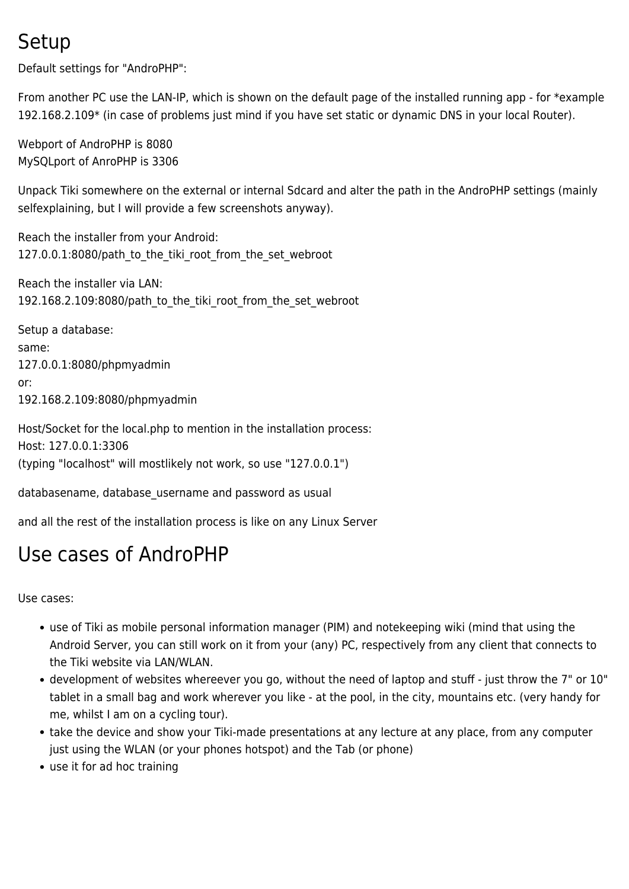# Setup

Default settings for "AndroPHP":

From another PC use the LAN-IP, which is shown on the default page of the installed running app - for *example 192.168.2.109* (in case of problems just mind if you have set static or dynamic DNS in your local Router).

Webport of AndroPHP is 8080
MySQLport of AnroPHP is 3306

Unpack Tiki somewhere on the external or internal Sdcard and alter the path in the AndroPHP settings (mainly selfexplaining, but I will provide a few screenshots anyway).

Reach the installer from your Android:
127.0.0.1:8080/path_to_the_tiki_root_from_the_set_webroot

Reach the installer via LAN:
192.168.2.109:8080/path_to_the_tiki_root_from_the_set_webroot

Setup a database:
same:
127.0.0.1:8080/phpmyadmin
or:
192.168.2.109:8080/phpmyadmin

Host/Socket for the local.php to mention in the installation process:
Host: 127.0.0.1:3306
(typing "localhost" will mostlikely not work, so use "127.0.0.1")

databasename, database_username and password as usual

and all the rest of the installation process is like on any Linux Server

# Use cases of AndroPHP

Use cases:

- use of Tiki as mobile personal information manager (PIM) and notekeeping wiki (mind that using the Android Server, you can still work on it from your (any) PC, respectively from any client that connects to the Tiki website via LAN/WLAN.
- development of websites whereever you go, without the need of laptop and stuff - just throw the 7" or 10" tablet in a small bag and work wherever you like - at the pool, in the city, mountains etc. (very handy for me, whilst I am on a cycling tour).
- take the device and show your Tiki-made presentations at any lecture at any place, from any computer just using the WLAN (or your phones hotspot) and the Tab (or phone)
- use it for ad hoc training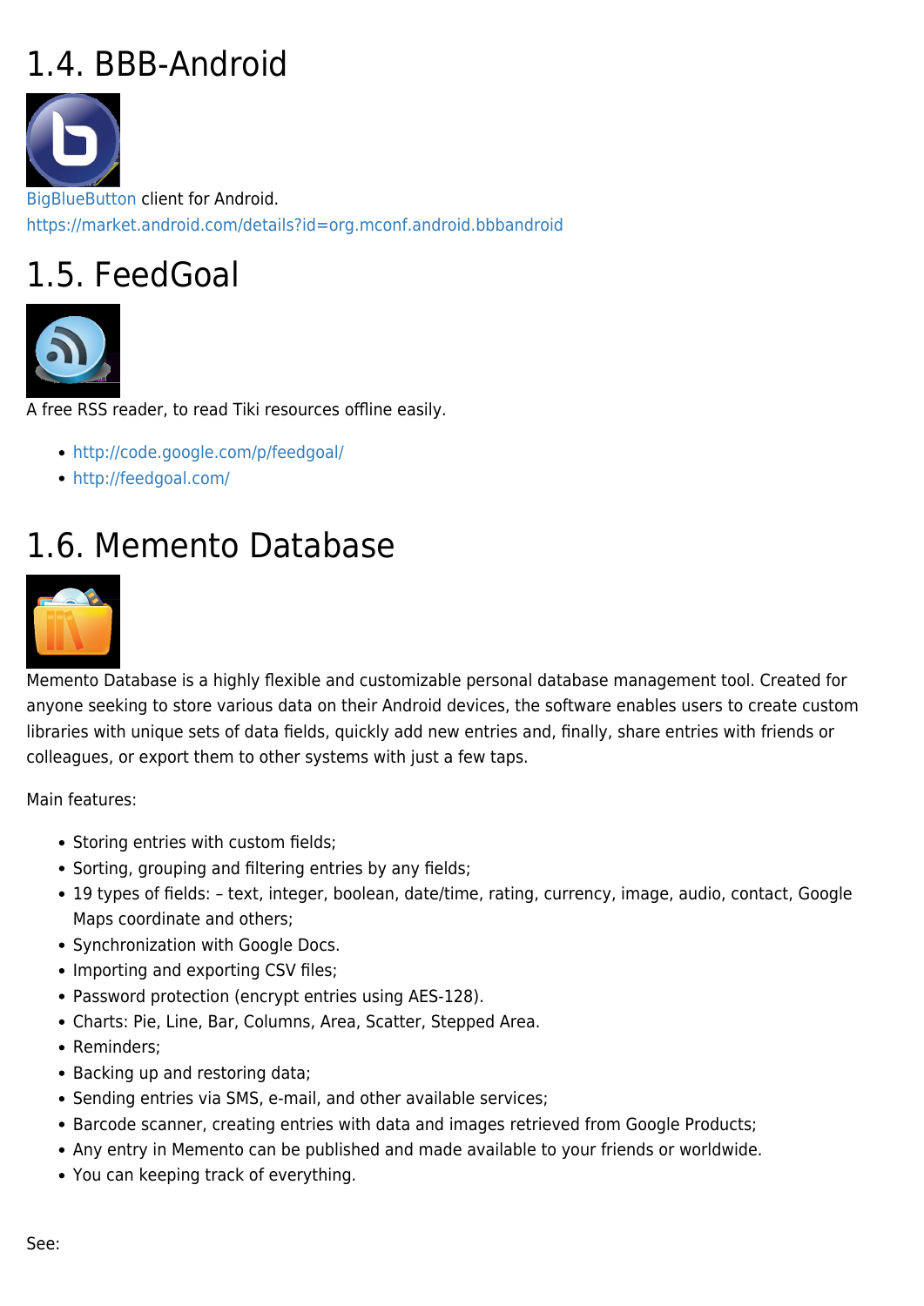## 1.4. BBB-Android

BigBlueButton client for Android.
https://market.android.com/details?id=org.mconf.android.bbbandroid

## 1.5. FeedGoal

A free RSS reader, to read Tiki resources offline easily.

- http://code.google.com/p/feedgoal/
- http://feedgoal.com/

## 1.6. Memento Database

Memento Database is a highly flexible and customizable personal database management tool. Created for anyone seeking to store various data on their Android devices, the software enables users to create custom libraries with unique sets of data fields, quickly add new entries and, finally, share entries with friends or colleagues, or export them to other systems with just a few taps.

Main features:

- Storing entries with custom fields;
- Sorting, grouping and filtering entries by any fields;
- 19 types of fields: – text, integer, boolean, date/time, rating, currency, image, audio, contact, Google Maps coordinate and others;
- Synchronization with Google Docs.
- Importing and exporting CSV files;
- Password protection (encrypt entries using AES-128).
- Charts: Pie, Line, Bar, Columns, Area, Scatter, Stepped Area.
- Reminders;
- Backing up and restoring data;
- Sending entries via SMS, e-mail, and other available services;
- Barcode scanner, creating entries with data and images retrieved from Google Products;
- Any entry in Memento can be published and made available to your friends or worldwide.
- You can keeping track of everything.

See: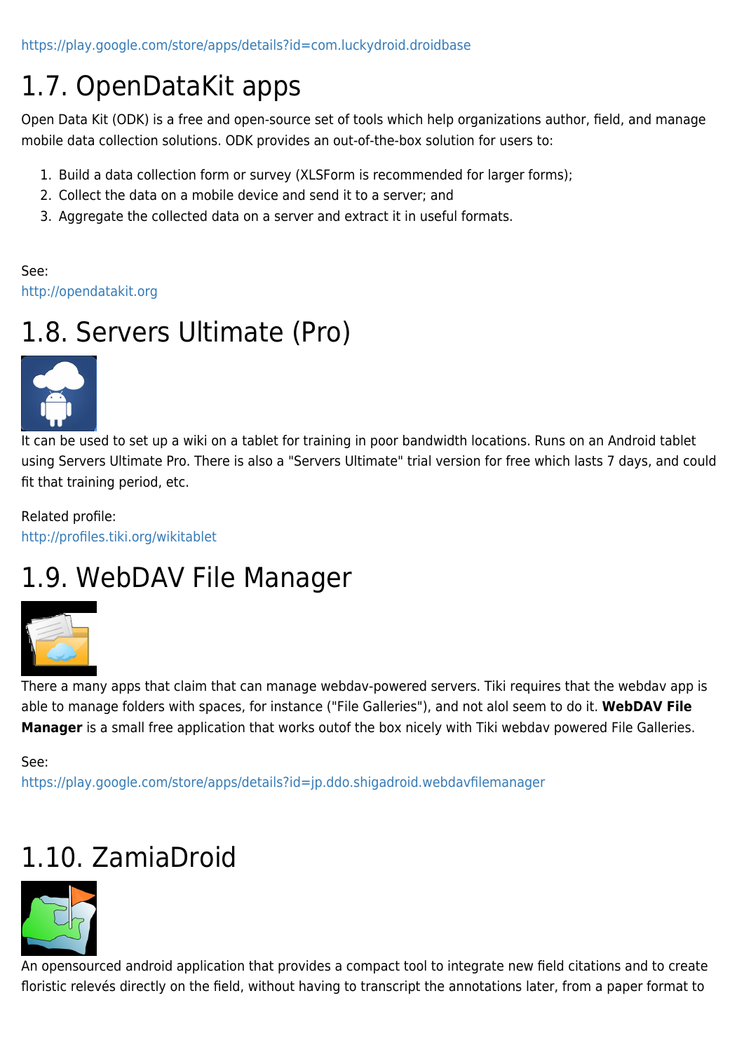https://play.google.com/store/apps/details?id=com.luckydroid.droidbase

# 1.7. OpenDataKit apps

Open Data Kit (ODK) is a free and open-source set of tools which help organizations author, field, and manage mobile data collection solutions. ODK provides an out-of-the-box solution for users to:

1. Build a data collection form or survey (XLSForm is recommended for larger forms);
2. Collect the data on a mobile device and send it to a server; and
3. Aggregate the collected data on a server and extract it in useful formats.

See:
http://opendatakit.org

# 1.8. Servers Ultimate (Pro)

It can be used to set up a wiki on a tablet for training in poor bandwidth locations. Runs on an Android tablet using Servers Ultimate Pro. There is also a "Servers Ultimate" trial version for free which lasts 7 days, and could fit that training period, etc.

Related profile:
http://profiles.tiki.org/wikitablet

# 1.9. WebDAV File Manager

There a many apps that claim that can manage webdav-powered servers. Tiki requires that the webdav app is able to manage folders with spaces, for instance ("File Galleries"), and not alol seem to do it. **WebDAV File Manager** is a small free application that works outof the box nicely with Tiki webdav powered File Galleries.

See:
https://play.google.com/store/apps/details?id=jp.ddo.shigadroid.webdavfilemanager

# 1.10. ZamiaDroid

An opensourced android application that provides a compact tool to integrate new field citations and to create floristic relevés directly on the field, without having to transcript the annotations later, from a paper format to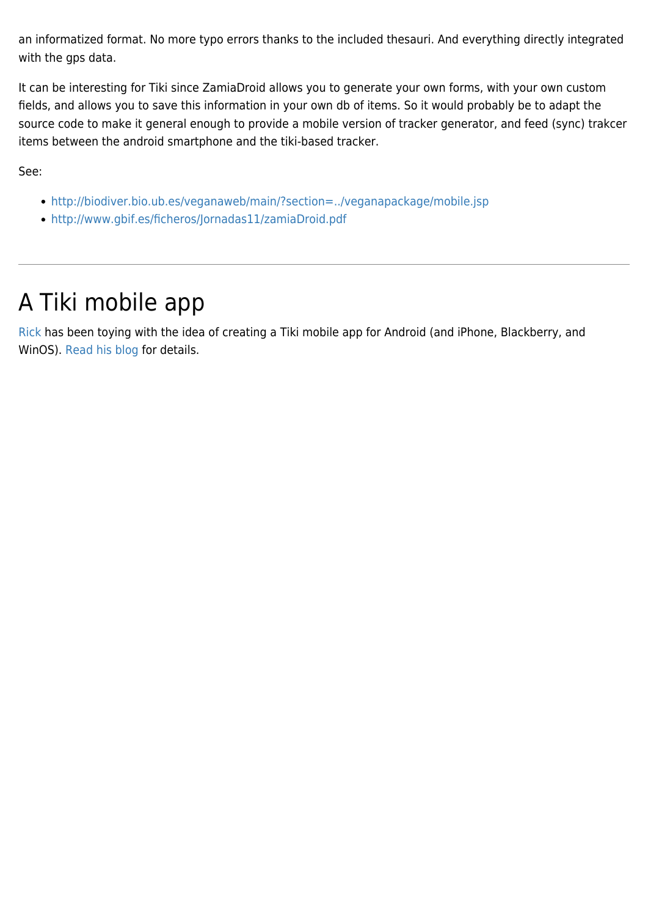an informatized format. No more typo errors thanks to the included thesauri. And everything directly integrated with the gps data.

It can be interesting for Tiki since ZamiaDroid allows you to generate your own forms, with your own custom fields, and allows you to save this information in your own db of items. So it would probably be to adapt the source code to make it general enough to provide a mobile version of tracker generator, and feed (sync) trakcer items between the android smartphone and the tiki-based tracker.

See:

- http://biodiver.bio.ub.es/veganaweb/main/?section=../veganapackage/mobile.jsp
- http://www.gbif.es/ficheros/Jornadas11/zamiaDroid.pdf

---

# A Tiki mobile app

Rick has been toying with the idea of creating a Tiki mobile app for Android (and iPhone, Blackberry, and WinOS). Read his blog for details.